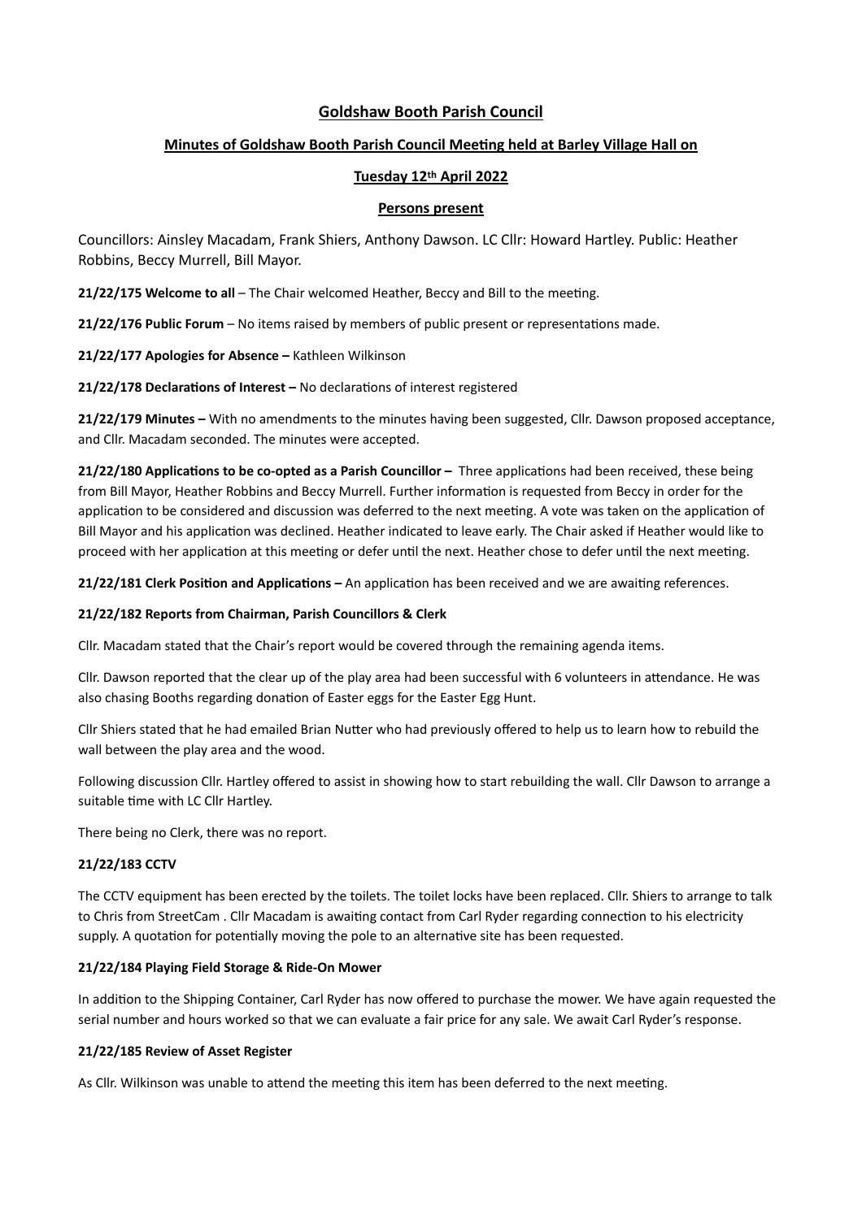# Goldshaw Booth Parish Council

## Minutes of Goldshaw Booth Parish Council Meeting held at Barley Village Hall on

## Tuesday 12th April 2022

### Persons present

Councillors: Ainsley Macadam, Frank Shiers, Anthony Dawson. LC Cllr: Howard Hartley. Public: Heather Robbins, Beccy Murrell, Bill Mayor.

**21/22/175 Welcome to all** – The Chair welcomed Heather, Beccy and Bill to the meeting.

**21/22/176 Public Forum** – No items raised by members of public present or representations made.

**21/22/177 Apologies for Absence –** Kathleen Wilkinson

**21/22/178 Declarations of Interest –** No declarations of interest registered

**21/22/179 Minutes –** With no amendments to the minutes having been suggested, Cllr. Dawson proposed acceptance, and Cllr. Macadam seconded. The minutes were accepted.

**21/22/180 Applications to be co-opted as a Parish Councillor –** Three applications had been received, these being from Bill Mayor, Heather Robbins and Beccy Murrell. Further information is requested from Beccy in order for the application to be considered and discussion was deferred to the next meeting. A vote was taken on the application of Bill Mayor and his application was declined. Heather indicated to leave early. The Chair asked if Heather would like to proceed with her application at this meeting or defer until the next. Heather chose to defer until the next meeting.

**21/22/181 Clerk Position and Applications –** An application has been received and we are awaiting references.

**21/22/182 Reports from Chairman, Parish Councillors & Clerk**

Cllr. Macadam stated that the Chair's report would be covered through the remaining agenda items.

Cllr. Dawson reported that the clear up of the play area had been successful with 6 volunteers in attendance. He was also chasing Booths regarding donation of Easter eggs for the Easter Egg Hunt.

Cllr Shiers stated that he had emailed Brian Nutter who had previously offered to help us to learn how to rebuild the wall between the play area and the wood.

Following discussion Cllr. Hartley offered to assist in showing how to start rebuilding the wall. Cllr Dawson to arrange a suitable time with LC Cllr Hartley.

There being no Clerk, there was no report.

**21/22/183 CCTV**

The CCTV equipment has been erected by the toilets. The toilet locks have been replaced. Cllr. Shiers to arrange to talk to Chris from StreetCam . Cllr Macadam is awaiting contact from Carl Ryder regarding connection to his electricity supply. A quotation for potentially moving the pole to an alternative site has been requested.

**21/22/184 Playing Field Storage & Ride-On Mower**

In addition to the Shipping Container, Carl Ryder has now offered to purchase the mower. We have again requested the serial number and hours worked so that we can evaluate a fair price for any sale. We await Carl Ryder's response.

**21/22/185 Review of Asset Register**

As Cllr. Wilkinson was unable to attend the meeting this item has been deferred to the next meeting.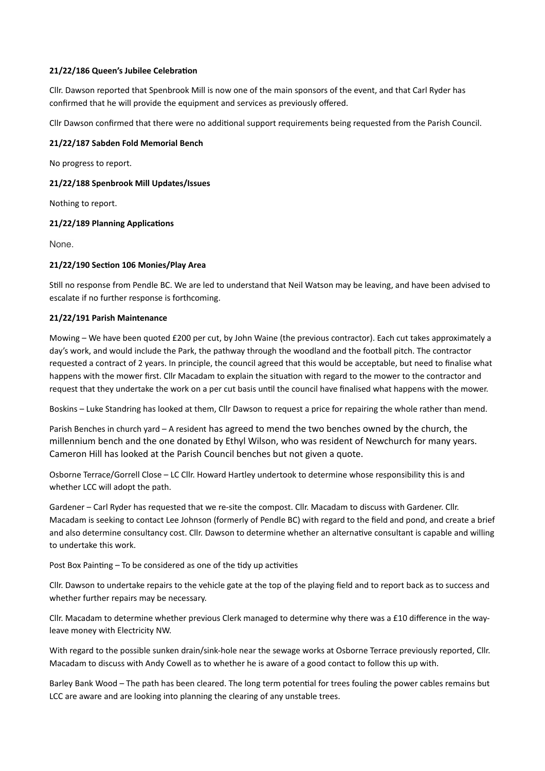#### 21/22/186 Queen's Jubilee Celebration

Cllr. Dawson reported that Spenbrook Mill is now one of the main sponsors of the event, and that Carl Ryder has confirmed that he will provide the equipment and services as previously offered.

Cllr Dawson confirmed that there were no additional support requirements being requested from the Parish Council.

#### 21/22/187 Sabden Fold Memorial Bench

No progress to report.

#### 21/22/188 Spenbrook Mill Updates/Issues

Nothing to report.

#### 21/22/189 Planning Applications

None.

#### 21/22/190 Section 106 Monies/Play Area

Still no response from Pendle BC. We are led to understand that Neil Watson may be leaving, and have been advised to escalate if no further response is forthcoming.

#### 21/22/191 Parish Maintenance

Mowing – We have been quoted £200 per cut, by John Waine (the previous contractor). Each cut takes approximately a day's work, and would include the Park, the pathway through the woodland and the football pitch. The contractor requested a contract of 2 years. In principle, the council agreed that this would be acceptable, but need to finalise what happens with the mower first. Cllr Macadam to explain the situation with regard to the mower to the contractor and request that they undertake the work on a per cut basis until the council have finalised what happens with the mower.

Boskins – Luke Standring has looked at them, Cllr Dawson to request a price for repairing the whole rather than mend.

Parish Benches in church yard – A resident has agreed to mend the two benches owned by the church, the millennium bench and the one donated by Ethyl Wilson, who was resident of Newchurch for many years. Cameron Hill has looked at the Parish Council benches but not given a quote.

Osborne Terrace/Gorrell Close – LC Cllr. Howard Hartley undertook to determine whose responsibility this is and whether LCC will adopt the path.

Gardener – Carl Ryder has requested that we re-site the compost. Cllr. Macadam to discuss with Gardener. Cllr. Macadam is seeking to contact Lee Johnson (formerly of Pendle BC) with regard to the field and pond, and create a brief and also determine consultancy cost. Cllr. Dawson to determine whether an alternative consultant is capable and willing to undertake this work.

Post Box Painting – To be considered as one of the tidy up activities

Cllr. Dawson to undertake repairs to the vehicle gate at the top of the playing field and to report back as to success and whether further repairs may be necessary.

Cllr. Macadam to determine whether previous Clerk managed to determine why there was a £10 difference in the way-leave money with Electricity NW.

With regard to the possible sunken drain/sink-hole near the sewage works at Osborne Terrace previously reported, Cllr. Macadam to discuss with Andy Cowell as to whether he is aware of a good contact to follow this up with.

Barley Bank Wood – The path has been cleared. The long term potential for trees fouling the power cables remains but LCC are aware and are looking into planning the clearing of any unstable trees.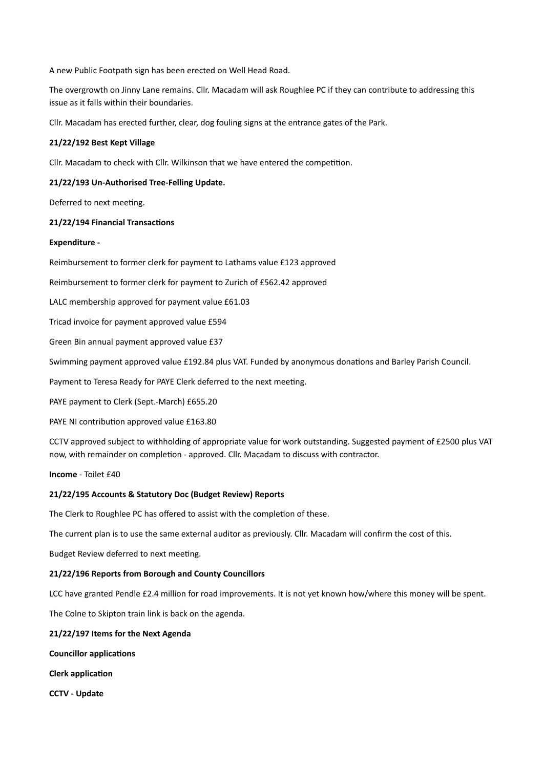A new Public Footpath sign has been erected on Well Head Road.

The overgrowth on Jinny Lane remains. Cllr. Macadam will ask Roughlee PC if they can contribute to addressing this issue as it falls within their boundaries.

Cllr. Macadam has erected further, clear, dog fouling signs at the entrance gates of the Park.

**21/22/192 Best Kept Village**

Cllr. Macadam to check with Cllr. Wilkinson that we have entered the competition.

**21/22/193 Un-Authorised Tree-Felling Update.**

Deferred to next meeting.

**21/22/194 Financial Transactions**

**Expenditure -**

Reimbursement to former clerk for payment to Lathams value £123 approved

Reimbursement to former clerk for payment to Zurich of £562.42 approved

LALC membership approved for payment value £61.03

Tricad invoice for payment approved value £594

Green Bin annual payment approved value £37

Swimming payment approved value £192.84 plus VAT. Funded by anonymous donations and Barley Parish Council.

Payment to Teresa Ready for PAYE Clerk deferred to the next meeting.

PAYE payment to Clerk (Sept.-March) £655.20

PAYE NI contribution approved value £163.80

CCTV approved subject to withholding of appropriate value for work outstanding. Suggested payment of £2500 plus VAT now, with remainder on completion - approved. Cllr. Macadam to discuss with contractor.

**Income** - Toilet £40

**21/22/195 Accounts & Statutory Doc (Budget Review) Reports**

The Clerk to Roughlee PC has offered to assist with the completion of these.

The current plan is to use the same external auditor as previously. Cllr. Macadam will confirm the cost of this.

Budget Review deferred to next meeting.

**21/22/196 Reports from Borough and County Councillors**

LCC have granted Pendle £2.4 million for road improvements. It is not yet known how/where this money will be spent.

The Colne to Skipton train link is back on the agenda.

**21/22/197 Items for the Next Agenda**

**Councillor applications**

**Clerk application**

**CCTV - Update**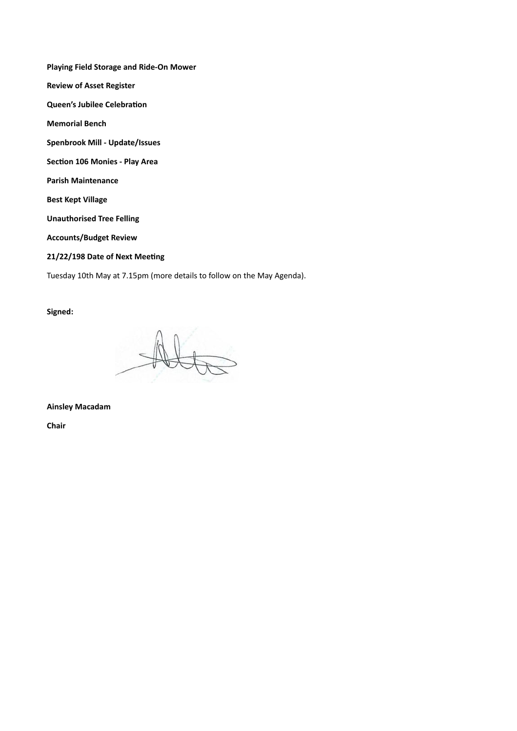**Playing Field Storage and Ride-On Mower**

**Review of Asset Register**

**Queen's Jubilee Celebration**

**Memorial Bench**

**Spenbrook Mill - Update/Issues**

**Section 106 Monies - Play Area**

**Parish Maintenance**

**Best Kept Village**

**Unauthorised Tree Felling**

**Accounts/Budget Review**

**21/22/198 Date of Next Meeting**

Tuesday 10th May at 7.15pm (more details to follow on the May Agenda).

**Signed:**

**Ainsley Macadam**

**Chair**